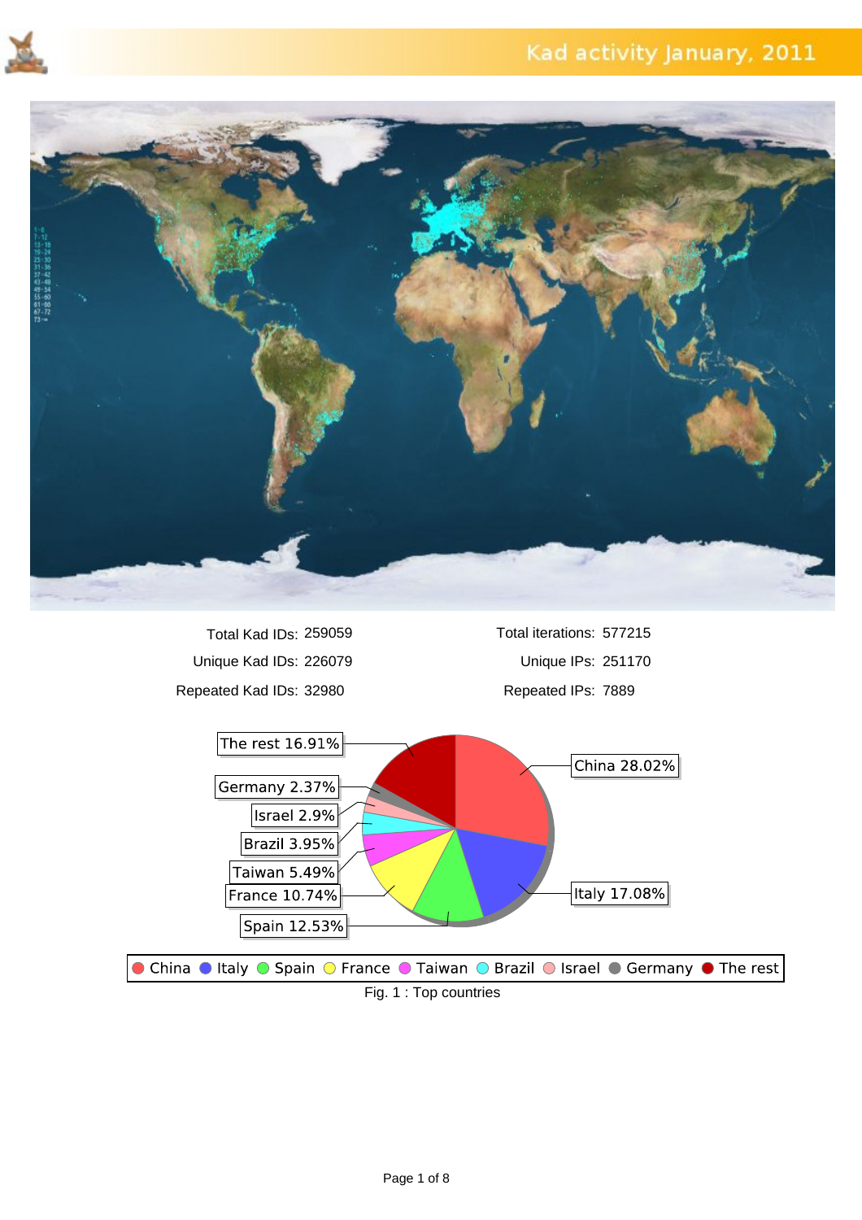# Kad activity January, 2011

| | | | |
|---|---|---|---|
| Total Kad IDs: | 259059 | Total iterations: | 577215 |
| Unique Kad IDs: | 226079 | Unique IPs: | 251170 |
| Repeated Kad IDs: | 32980 | Repeated IPs: | 7889 |

| Country | Share |
|---|---|
| China | 28.02% |
| Italy | 17.08% |
| Spain | 12.53% |
| France | 10.74% |
| Taiwan | 5.49% |
| Brazil | 3.95% |
| Israel | 2.9% |
| Germany | 2.37% |
| The rest | 16.91% |

Fig. 1 : Top countries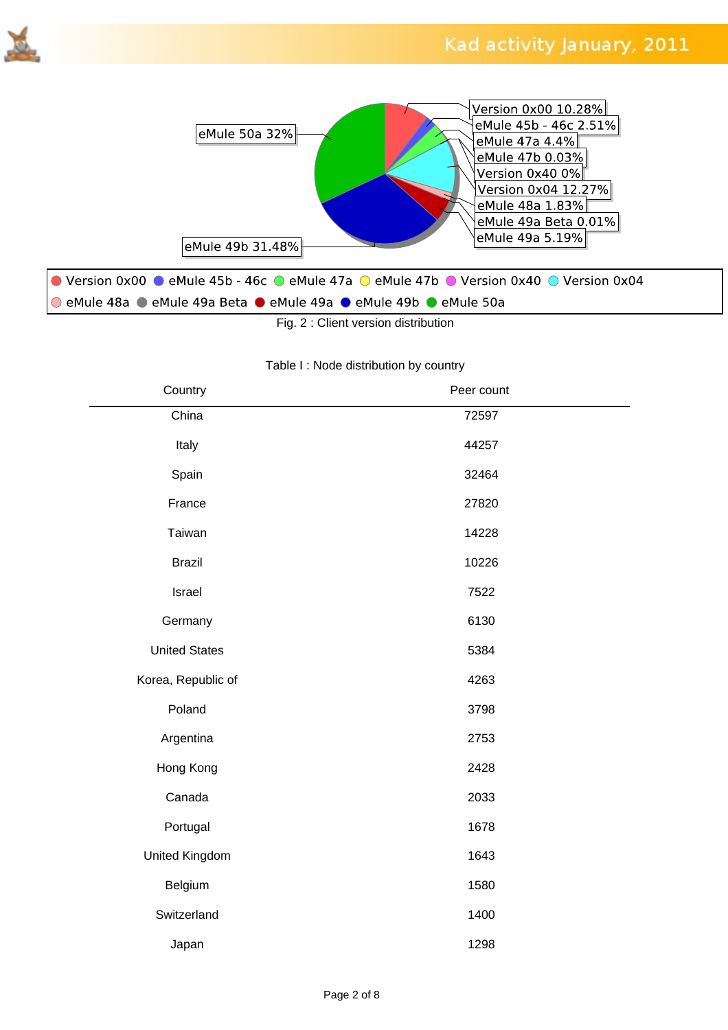Fig. 2 : Client version distribution

Table I : Node distribution by country

| Country | Peer count |
|---|---|
| China | 72597 |
| Italy | 44257 |
| Spain | 32464 |
| France | 27820 |
| Taiwan | 14228 |
| Brazil | 10226 |
| Israel | 7522 |
| Germany | 6130 |
| United States | 5384 |
| Korea, Republic of | 4263 |
| Poland | 3798 |
| Argentina | 2753 |
| Hong Kong | 2428 |
| Canada | 2033 |
| Portugal | 1678 |
| United Kingdom | 1643 |
| Belgium | 1580 |
| Switzerland | 1400 |
| Japan | 1298 |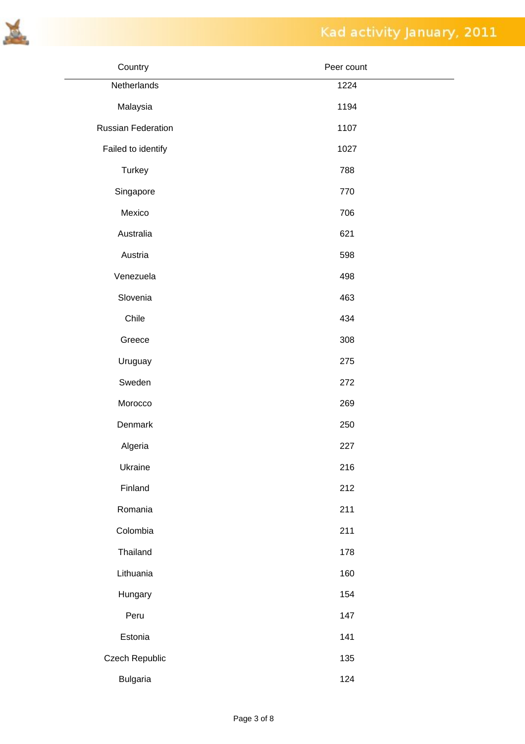| Country | Peer count |
| --- | --- |
| Netherlands | 1224 |
| Malaysia | 1194 |
| Russian Federation | 1107 |
| Failed to identify | 1027 |
| Turkey | 788 |
| Singapore | 770 |
| Mexico | 706 |
| Australia | 621 |
| Austria | 598 |
| Venezuela | 498 |
| Slovenia | 463 |
| Chile | 434 |
| Greece | 308 |
| Uruguay | 275 |
| Sweden | 272 |
| Morocco | 269 |
| Denmark | 250 |
| Algeria | 227 |
| Ukraine | 216 |
| Finland | 212 |
| Romania | 211 |
| Colombia | 211 |
| Thailand | 178 |
| Lithuania | 160 |
| Hungary | 154 |
| Peru | 147 |
| Estonia | 141 |
| Czech Republic | 135 |
| Bulgaria | 124 |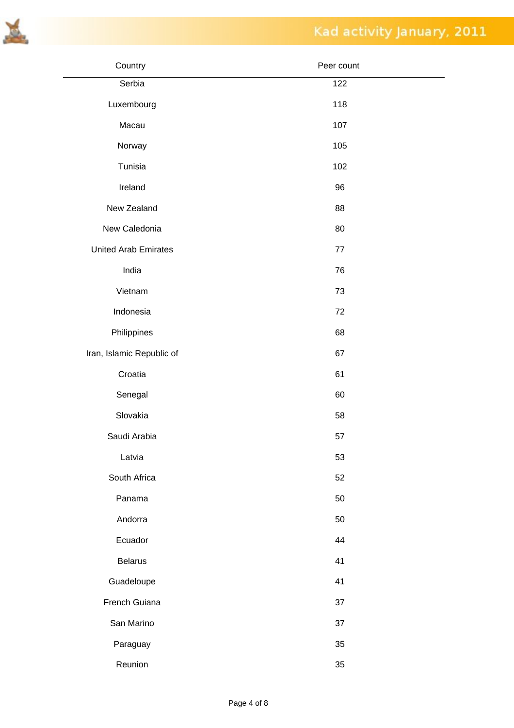| Country | Peer count |
|---|---|
| Serbia | 122 |
| Luxembourg | 118 |
| Macau | 107 |
| Norway | 105 |
| Tunisia | 102 |
| Ireland | 96 |
| New Zealand | 88 |
| New Caledonia | 80 |
| United Arab Emirates | 77 |
| India | 76 |
| Vietnam | 73 |
| Indonesia | 72 |
| Philippines | 68 |
| Iran, Islamic Republic of | 67 |
| Croatia | 61 |
| Senegal | 60 |
| Slovakia | 58 |
| Saudi Arabia | 57 |
| Latvia | 53 |
| South Africa | 52 |
| Panama | 50 |
| Andorra | 50 |
| Ecuador | 44 |
| Belarus | 41 |
| Guadeloupe | 41 |
| French Guiana | 37 |
| San Marino | 37 |
| Paraguay | 35 |
| Reunion | 35 |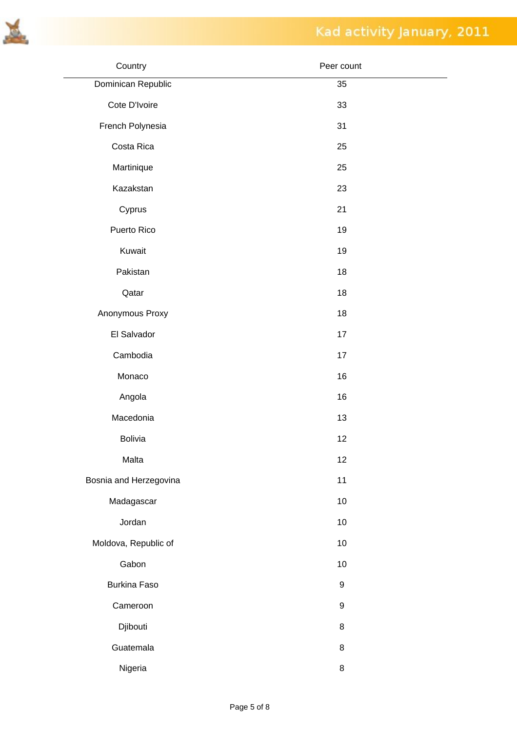| Country | Peer count |
|---|---|
| Dominican Republic | 35 |
| Cote D'Ivoire | 33 |
| French Polynesia | 31 |
| Costa Rica | 25 |
| Martinique | 25 |
| Kazakstan | 23 |
| Cyprus | 21 |
| Puerto Rico | 19 |
| Kuwait | 19 |
| Pakistan | 18 |
| Qatar | 18 |
| Anonymous Proxy | 18 |
| El Salvador | 17 |
| Cambodia | 17 |
| Monaco | 16 |
| Angola | 16 |
| Macedonia | 13 |
| Bolivia | 12 |
| Malta | 12 |
| Bosnia and Herzegovina | 11 |
| Madagascar | 10 |
| Jordan | 10 |
| Moldova, Republic of | 10 |
| Gabon | 10 |
| Burkina Faso | 9 |
| Cameroon | 9 |
| Djibouti | 8 |
| Guatemala | 8 |
| Nigeria | 8 |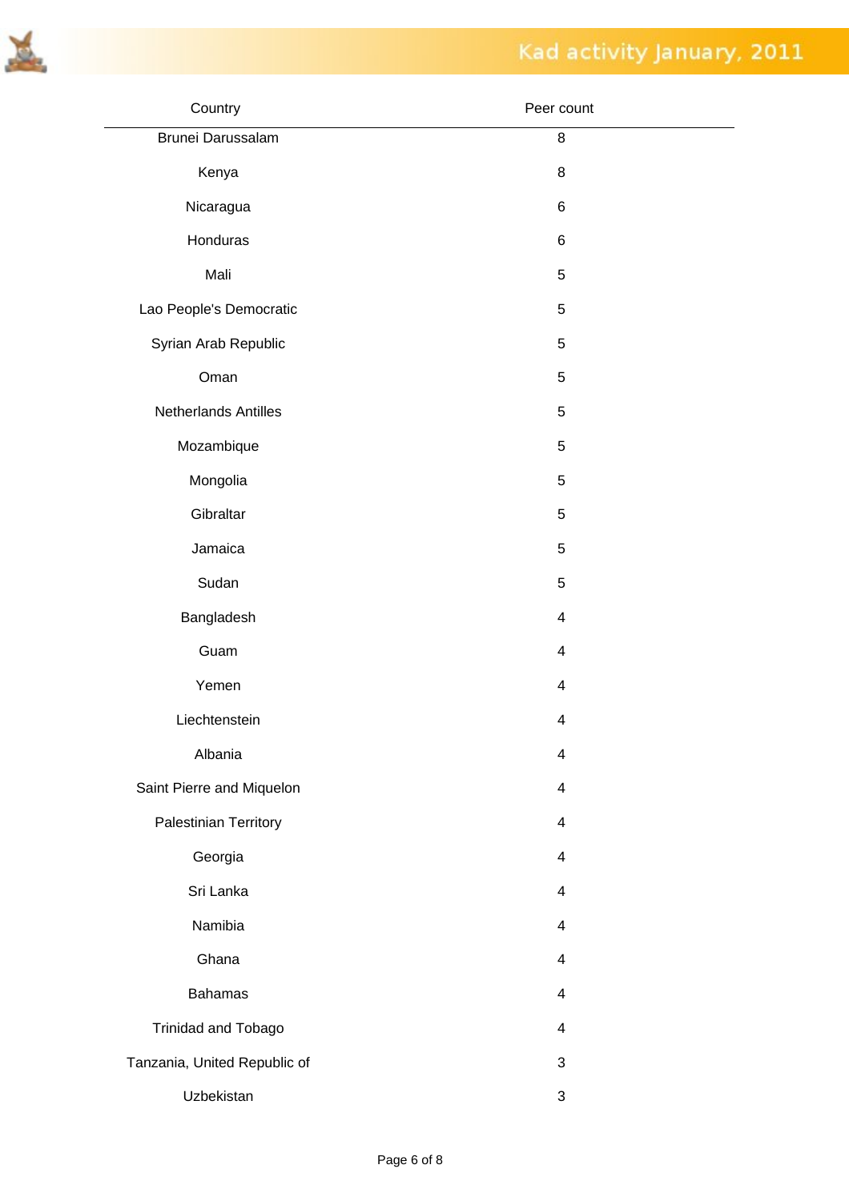| Country | Peer count |
| --- | --- |
| Brunei Darussalam | 8 |
| Kenya | 8 |
| Nicaragua | 6 |
| Honduras | 6 |
| Mali | 5 |
| Lao People's Democratic | 5 |
| Syrian Arab Republic | 5 |
| Oman | 5 |
| Netherlands Antilles | 5 |
| Mozambique | 5 |
| Mongolia | 5 |
| Gibraltar | 5 |
| Jamaica | 5 |
| Sudan | 5 |
| Bangladesh | 4 |
| Guam | 4 |
| Yemen | 4 |
| Liechtenstein | 4 |
| Albania | 4 |
| Saint Pierre and Miquelon | 4 |
| Palestinian Territory | 4 |
| Georgia | 4 |
| Sri Lanka | 4 |
| Namibia | 4 |
| Ghana | 4 |
| Bahamas | 4 |
| Trinidad and Tobago | 4 |
| Tanzania, United Republic of | 3 |
| Uzbekistan | 3 |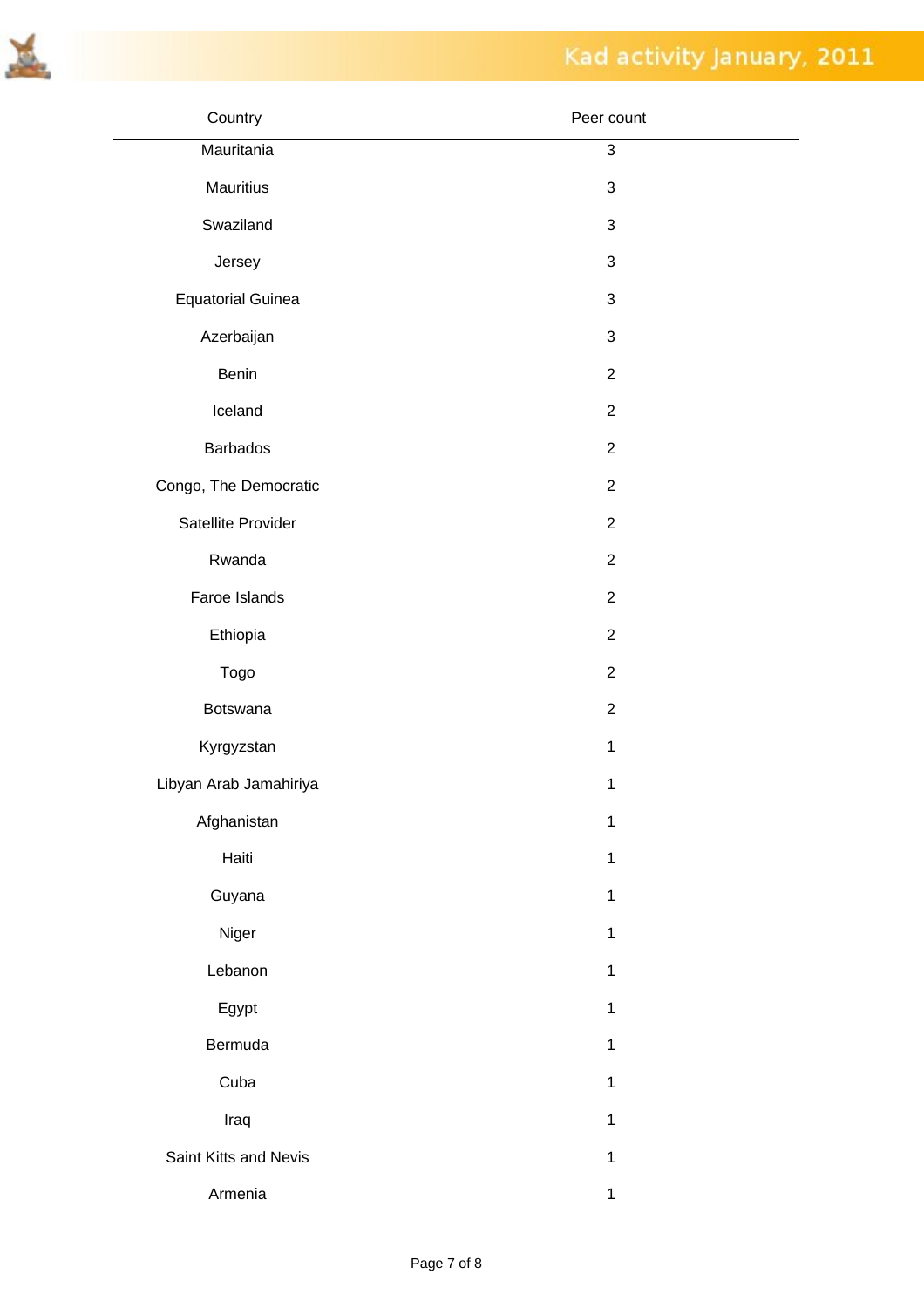| Country | Peer count |
|---|---|
| Mauritania | 3 |
| Mauritius | 3 |
| Swaziland | 3 |
| Jersey | 3 |
| Equatorial Guinea | 3 |
| Azerbaijan | 3 |
| Benin | 2 |
| Iceland | 2 |
| Barbados | 2 |
| Congo, The Democratic | 2 |
| Satellite Provider | 2 |
| Rwanda | 2 |
| Faroe Islands | 2 |
| Ethiopia | 2 |
| Togo | 2 |
| Botswana | 2 |
| Kyrgyzstan | 1 |
| Libyan Arab Jamahiriya | 1 |
| Afghanistan | 1 |
| Haiti | 1 |
| Guyana | 1 |
| Niger | 1 |
| Lebanon | 1 |
| Egypt | 1 |
| Bermuda | 1 |
| Cuba | 1 |
| Iraq | 1 |
| Saint Kitts and Nevis | 1 |
| Armenia | 1 |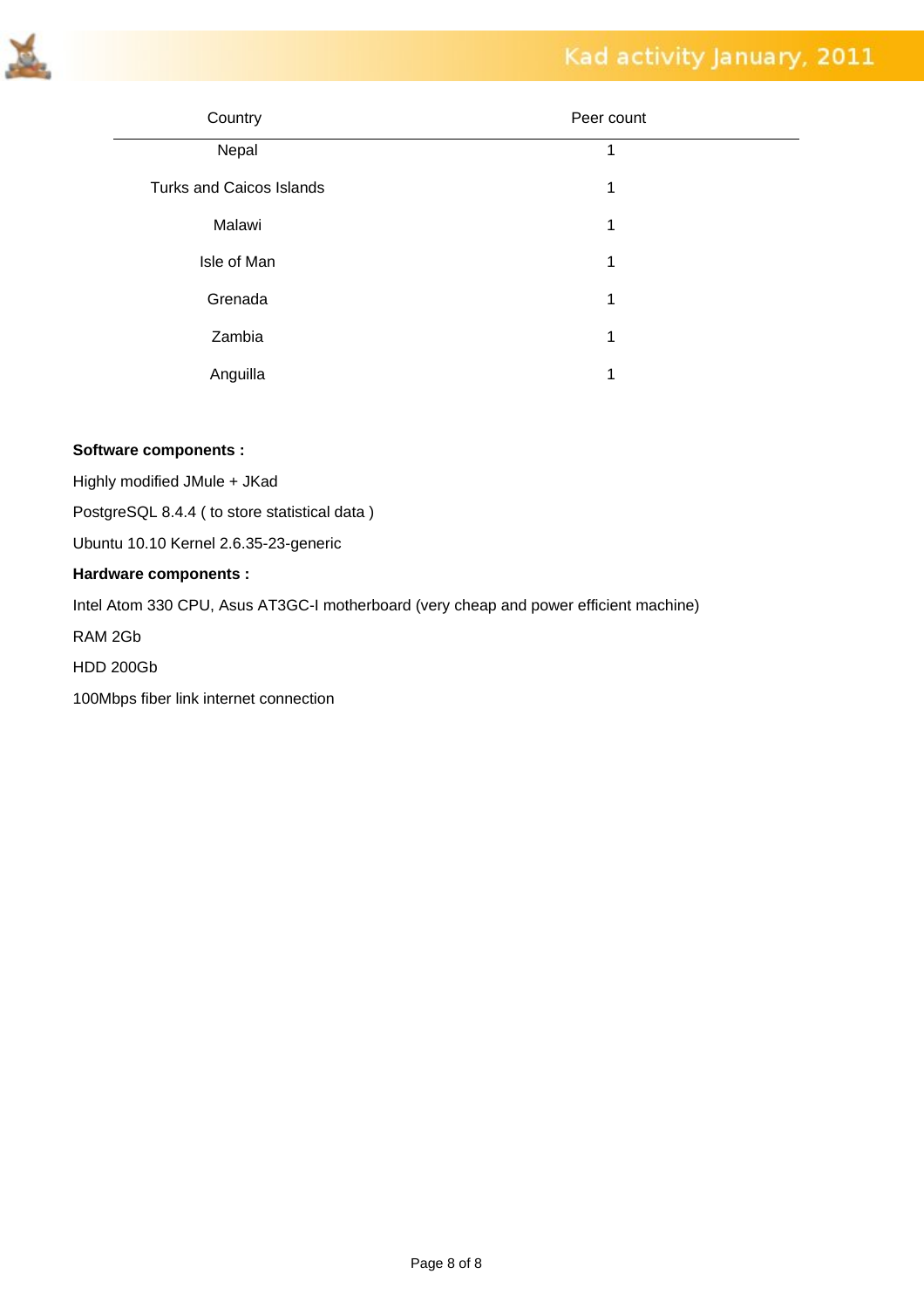| Country | Peer count |
|---|---|
| Nepal | 1 |
| Turks and Caicos Islands | 1 |
| Malawi | 1 |
| Isle of Man | 1 |
| Grenada | 1 |
| Zambia | 1 |
| Anguilla | 1 |

**Software components :**

Highly modified JMule + JKad

PostgreSQL 8.4.4 ( to store statistical data )

Ubuntu 10.10 Kernel 2.6.35-23-generic

**Hardware components :**

Intel Atom 330 CPU, Asus AT3GC-I motherboard (very cheap and power efficient machine)

RAM 2Gb

HDD 200Gb

100Mbps fiber link internet connection